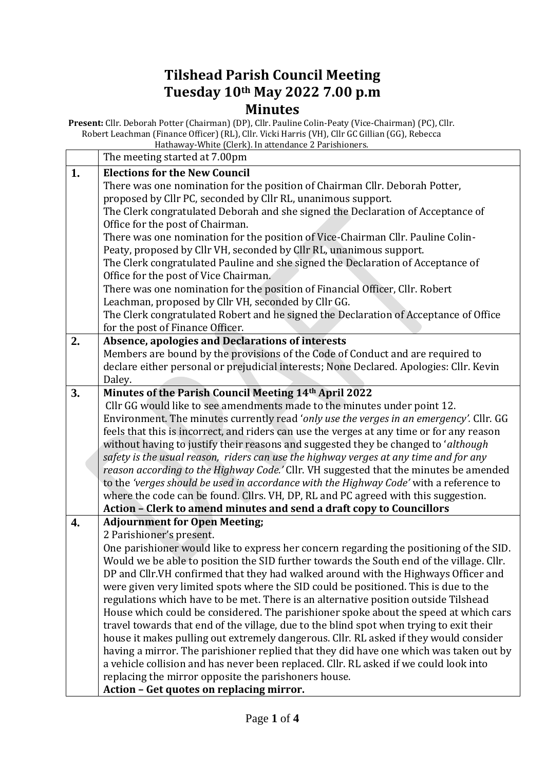# Tilshead Parish Council Meeting
# Tuesday 10th May 2022 7.00 p.m
## Minutes

**Present:** Cllr. Deborah Potter (Chairman) (DP), Cllr. Pauline Colin-Peaty (Vice-Chairman) (PC), Cllr. Robert Leachman (Finance Officer) (RL), Cllr. Vicki Harris (VH), Cllr GC Gillian (GG), Rebecca Hathaway-White (Clerk). In attendance 2 Parishioners.

| | |
|---|---|
| | The meeting started at 7.00pm |
| **1.** | **Elections for the New Council**<br>There was one nomination for the position of Chairman Cllr. Deborah Potter, proposed by Cllr PC, seconded by Cllr RL, unanimous support.<br>The Clerk congratulated Deborah and she signed the Declaration of Acceptance of Office for the post of Chairman.<br>There was one nomination for the position of Vice-Chairman Cllr. Pauline Colin-Peaty, proposed by Cllr VH, seconded by Cllr RL, unanimous support.<br>The Clerk congratulated Pauline and she signed the Declaration of Acceptance of Office for the post of Vice Chairman.<br>There was one nomination for the position of Financial Officer, Cllr. Robert Leachman, proposed by Cllr VH, seconded by Cllr GG.<br>The Clerk congratulated Robert and he signed the Declaration of Acceptance of Office for the post of Finance Officer. |
| **2.** | **Absence, apologies and Declarations of interests**<br>Members are bound by the provisions of the Code of Conduct and are required to declare either personal or prejudicial interests; None Declared. Apologies: Cllr. Kevin Daley. |
| **3.** | **Minutes of the Parish Council Meeting 14th April 2022**<br>Cllr GG would like to see amendments made to the minutes under point 12. Environment. The minutes currently read '*only use the verges in an emergency'.* Cllr. GG feels that this is incorrect, and riders can use the verges at any time or for any reason without having to justify their reasons and suggested they be changed to '*although safety is the usual reason, riders can use the highway verges at any time and for any reason according to the Highway Code.'* Cllr. VH suggested that the minutes be amended to the *'verges should be used in accordance with the Highway Code'* with a reference to where the code can be found. Cllrs. VH, DP, RL and PC agreed with this suggestion.<br>**Action – Clerk to amend minutes and send a draft copy to Councillors** |
| **4.** | **Adjournment for Open Meeting;**<br>2 Parishioner's present.<br>One parishioner would like to express her concern regarding the positioning of the SID. Would we be able to position the SID further towards the South end of the village. Cllr. DP and Cllr.VH confirmed that they had walked around with the Highways Officer and were given very limited spots where the SID could be positioned. This is due to the regulations which have to be met. There is an alternative position outside Tilshead House which could be considered. The parishioner spoke about the speed at which cars travel towards that end of the village, due to the blind spot when trying to exit their house it makes pulling out extremely dangerous. Cllr. RL asked if they would consider having a mirror. The parishioner replied that they did have one which was taken out by a vehicle collision and has never been replaced. Cllr. RL asked if we could look into replacing the mirror opposite the parishoners house.<br>**Action – Get quotes on replacing mirror.** |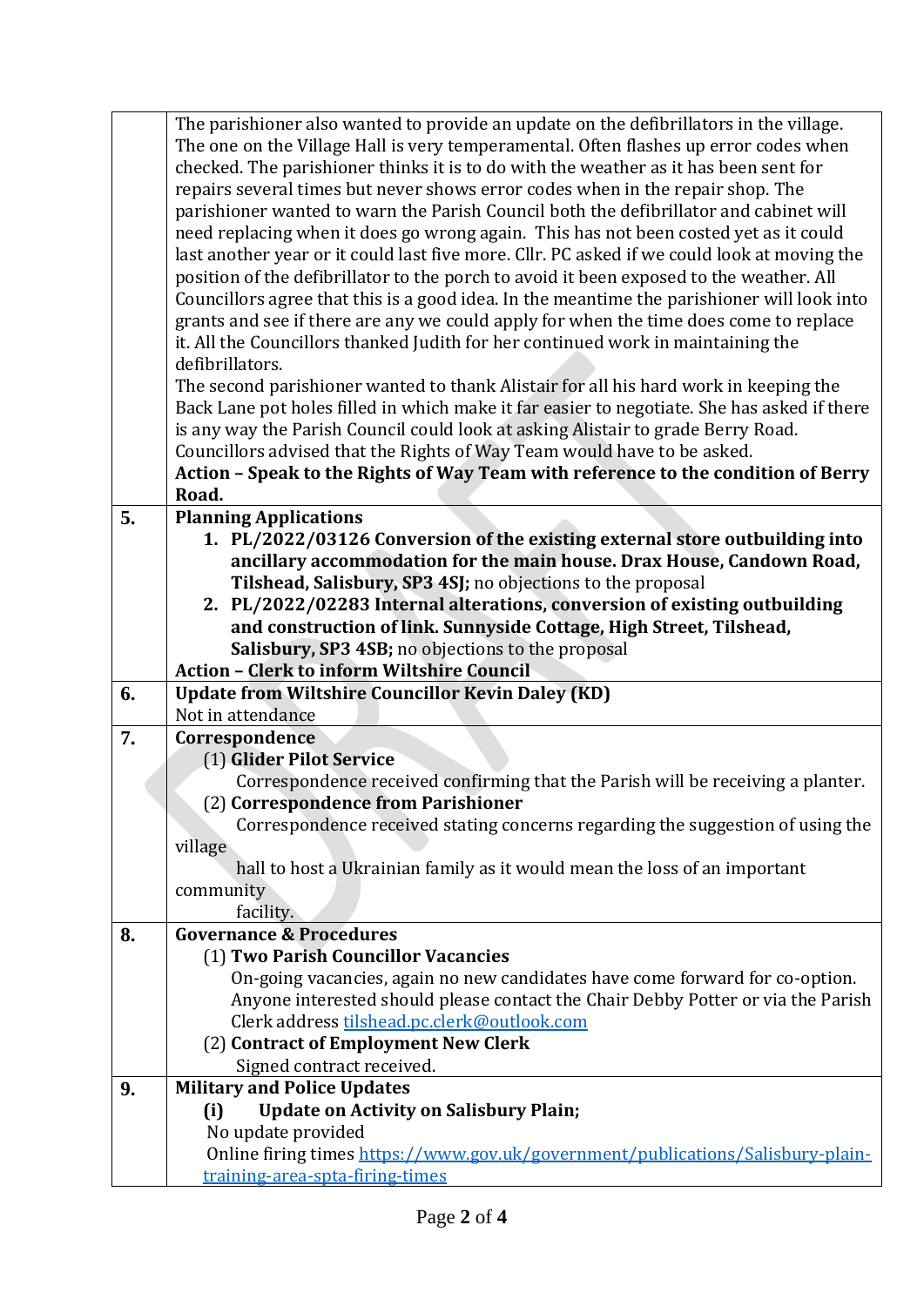| | |
|---|---|
| | The parishioner also wanted to provide an update on the defibrillators in the village. The one on the Village Hall is very temperamental. Often flashes up error codes when checked. The parishioner thinks it is to do with the weather as it has been sent for repairs several times but never shows error codes when in the repair shop. The parishioner wanted to warn the Parish Council both the defibrillator and cabinet will need replacing when it does go wrong again. This has not been costed yet as it could last another year or it could last five more. Cllr. PC asked if we could look at moving the position of the defibrillator to the porch to avoid it been exposed to the weather. All Councillors agree that this is a good idea. In the meantime the parishioner will look into grants and see if there are any we could apply for when the time does come to replace it. All the Councillors thanked Judith for her continued work in maintaining the defibrillators.<br>The second parishioner wanted to thank Alistair for all his hard work in keeping the Back Lane pot holes filled in which make it far easier to negotiate. She has asked if there is any way the Parish Council could look at asking Alistair to grade Berry Road. Councillors advised that the Rights of Way Team would have to be asked.<br>**Action – Speak to the Rights of Way Team with reference to the condition of Berry Road.** |
| **5.** | **Planning Applications**<br>1. **PL/2022/03126 Conversion of the existing external store outbuilding into ancillary accommodation for the main house. Drax House, Candown Road, Tilshead, Salisbury, SP3 4SJ;** no objections to the proposal<br>2. **PL/2022/02283 Internal alterations, conversion of existing outbuilding and construction of link. Sunnyside Cottage, High Street, Tilshead, Salisbury, SP3 4SB;** no objections to the proposal<br>**Action – Clerk to inform Wiltshire Council** |
| **6.** | **Update from Wiltshire Councillor Kevin Daley (KD)**<br>Not in attendance |
| **7.** | **Correspondence**<br>(1) **Glider Pilot Service**<br>Correspondence received confirming that the Parish will be receiving a planter.<br>(2) **Correspondence from Parishioner**<br>Correspondence received stating concerns regarding the suggestion of using the village hall to host a Ukrainian family as it would mean the loss of an important community facility. |
| **8.** | **Governance & Procedures**<br>(1) **Two Parish Councillor Vacancies**<br>On-going vacancies, again no new candidates have come forward for co-option. Anyone interested should please contact the Chair Debby Potter or via the Parish Clerk address tilshead.pc.clerk@outlook.com<br>(2) **Contract of Employment New Clerk**<br>Signed contract received. |
| **9.** | **Military and Police Updates**<br>**(i) Update on Activity on Salisbury Plain;**<br>No update provided<br>Online firing times https://www.gov.uk/government/publications/Salisbury-plain-training-area-spta-firing-times |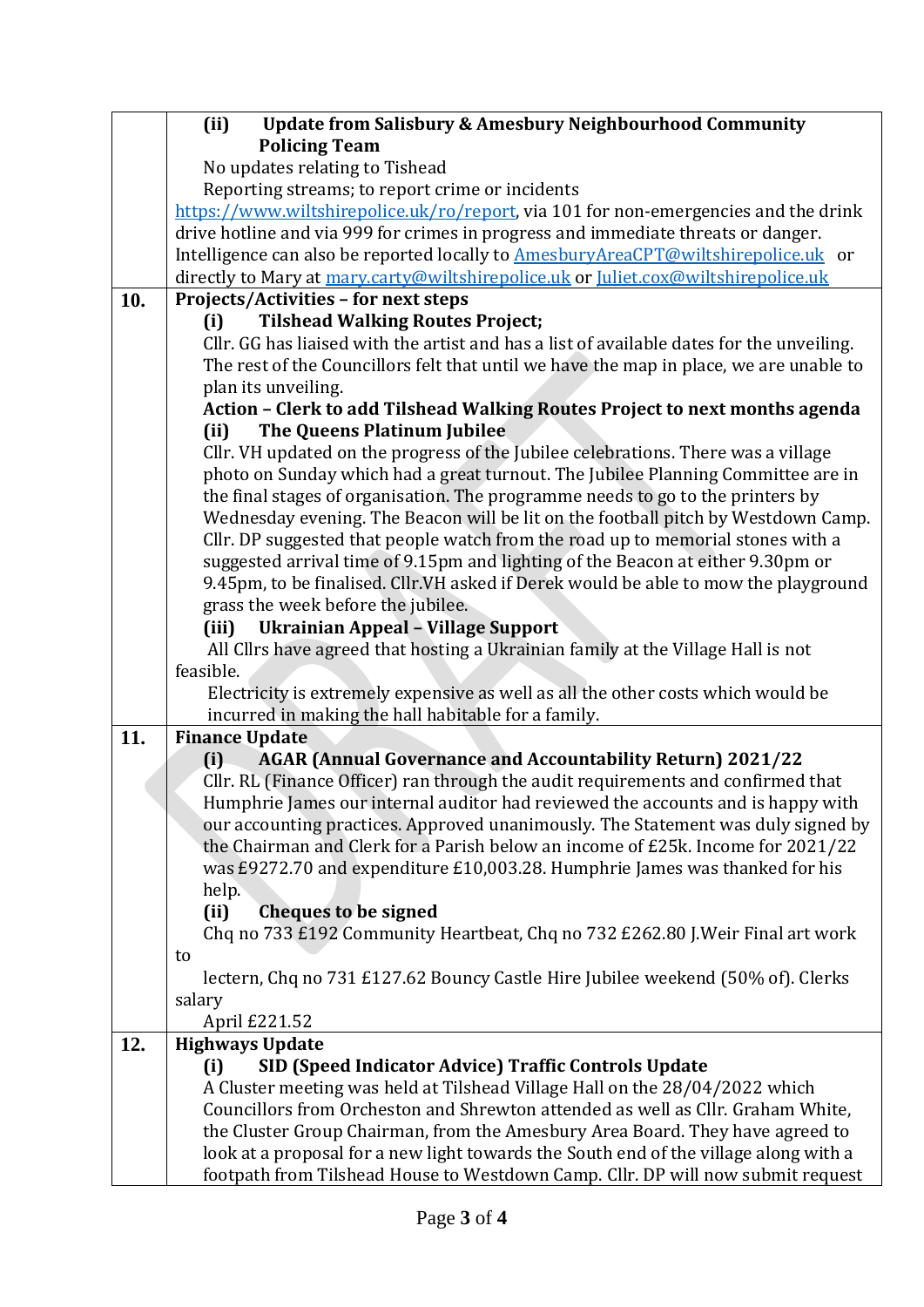| | |
|---|---|
| 11. | **(ii) Update from Salisbury & Amesbury Neighbourhood Community Policing Team**<br>No updates relating to Tishead<br>Reporting streams; to report crime or incidents https://www.wiltshirepolice.uk/ro/report, via 101 for non-emergencies and the drink drive hotline and via 999 for crimes in progress and immediate threats or danger. Intelligence can also be reported locally to AmesburyAreaCPT@wiltshirepolice.uk or directly to Mary at mary.carty@wiltshirepolice.uk or Juliet.cox@wiltshirepolice.uk |
| 10. | **Projects/Activities – for next steps**<br>**(i) Tilshead Walking Routes Project;**<br>Cllr. GG has liaised with the artist and has a list of available dates for the unveiling. The rest of the Councillors felt that until we have the map in place, we are unable to plan its unveiling.<br>**Action – Clerk to add Tilshead Walking Routes Project to next months agenda**<br>**(ii) The Queens Platinum Jubilee**<br>Cllr. VH updated on the progress of the Jubilee celebrations. There was a village photo on Sunday which had a great turnout. The Jubilee Planning Committee are in the final stages of organisation. The programme needs to go to the printers by Wednesday evening. The Beacon will be lit on the football pitch by Westdown Camp. Cllr. DP suggested that people watch from the road up to memorial stones with a suggested arrival time of 9.15pm and lighting of the Beacon at either 9.30pm or 9.45pm, to be finalised. Cllr.VH asked if Derek would be able to mow the playground grass the week before the jubilee.<br>**(iii) Ukrainian Appeal – Village Support**<br>All Cllrs have agreed that hosting a Ukrainian family at the Village Hall is not feasible.<br>Electricity is extremely expensive as well as all the other costs which would be incurred in making the hall habitable for a family. |
| 11. | **Finance Update**<br>**(i) AGAR (Annual Governance and Accountability Return) 2021/22**<br>Cllr. RL (Finance Officer) ran through the audit requirements and confirmed that Humphrie James our internal auditor had reviewed the accounts and is happy with our accounting practices. Approved unanimously. The Statement was duly signed by the Chairman and Clerk for a Parish below an income of £25k. Income for 2021/22 was £9272.70 and expenditure £10,003.28. Humphrie James was thanked for his help.<br>**(ii) Cheques to be signed**<br>Chq no 733 £192 Community Heartbeat, Chq no 732 £262.80 J.Weir Final art work to lectern, Chq no 731 £127.62 Bouncy Castle Hire Jubilee weekend (50% of). Clerks salary April £221.52 |
| 12. | **Highways Update**<br>**(i) SID (Speed Indicator Advice) Traffic Controls Update**<br>A Cluster meeting was held at Tilshead Village Hall on the 28/04/2022 which Councillors from Orcheston and Shrewton attended as well as Cllr. Graham White, the Cluster Group Chairman, from the Amesbury Area Board. They have agreed to look at a proposal for a new light towards the South end of the village along with a footpath from Tilshead House to Westdown Camp. Cllr. DP will now submit request |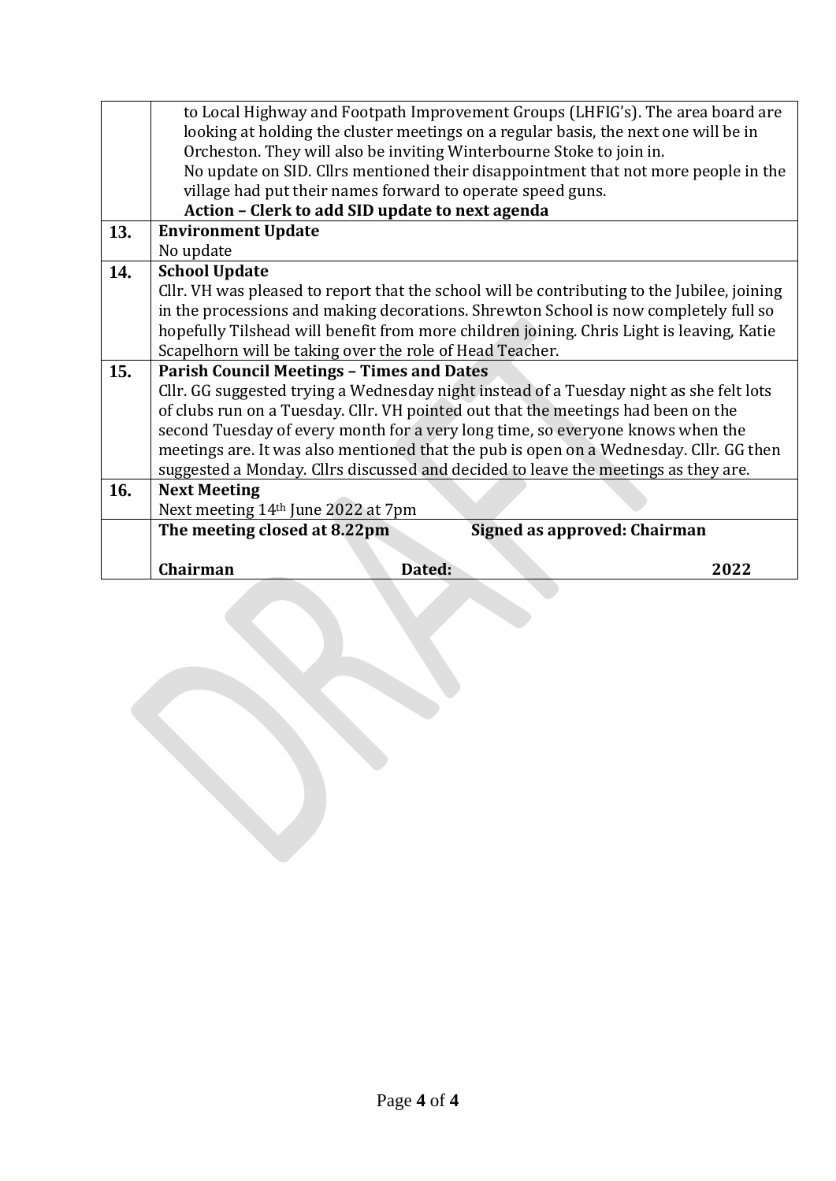| | |
|---|---|
| | to Local Highway and Footpath Improvement Groups (LHFIG's). The area board are looking at holding the cluster meetings on a regular basis, the next one will be in Orcheston. They will also be inviting Winterbourne Stoke to join in.<br>No update on SID. Cllrs mentioned their disappointment that not more people in the village had put their names forward to operate speed guns.<br>**Action – Clerk to add SID update to next agenda** |
| **13.** | **Environment Update**<br>No update |
| **14.** | **School Update**<br>Cllr. VH was pleased to report that the school will be contributing to the Jubilee, joining in the processions and making decorations. Shrewton School is now completely full so hopefully Tilshead will benefit from more children joining. Chris Light is leaving, Katie Scapelhorn will be taking over the role of Head Teacher. |
| **15.** | **Parish Council Meetings – Times and Dates**<br>Cllr. GG suggested trying a Wednesday night instead of a Tuesday night as she felt lots of clubs run on a Tuesday. Cllr. VH pointed out that the meetings had been on the second Tuesday of every month for a very long time, so everyone knows when the meetings are. It was also mentioned that the pub is open on a Wednesday. Cllr. GG then suggested a Monday. Cllrs discussed and decided to leave the meetings as they are. |
| **16.** | **Next Meeting**<br>Next meeting 14th June 2022 at 7pm |
| | **The meeting closed at 8.22pm** **Signed as approved: Chairman**<br><br>**Chairman** **Dated:** **2022** |

DRAFT